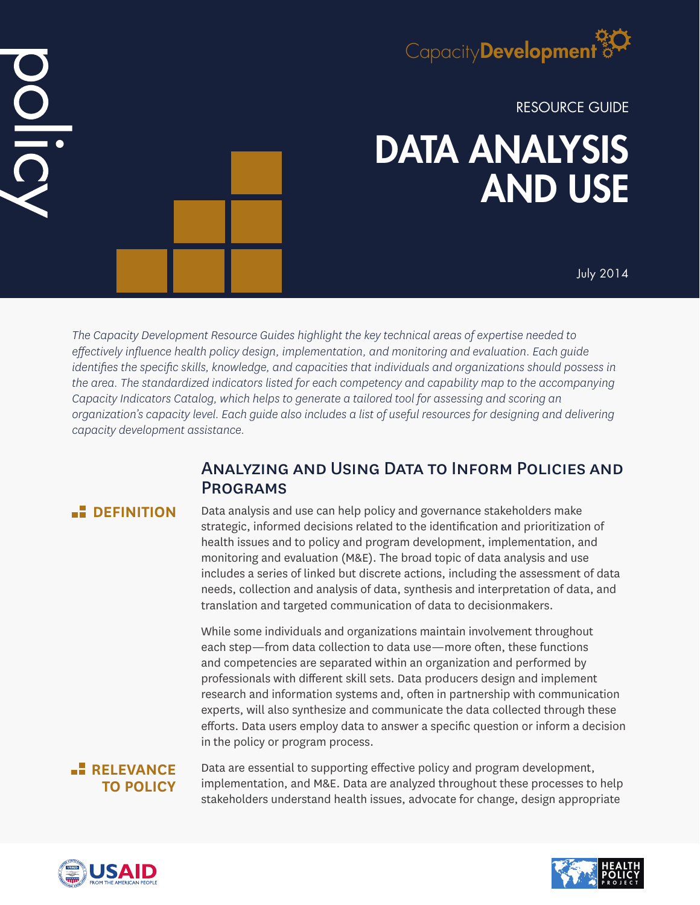policy

CapacityDevelopment

RESOURCE GUIDE

# DATA ANALYSIS AND USE

July 2014

*The Capacity Development Resource Guides highlight the key technical areas of expertise needed to effectively influence health policy design, implementation, and monitoring and evaluation. Each guide identifies the specific skills, knowledge, and capacities that individuals and organizations should possess in the area. The standardized indicators listed for each competency and capability map to the accompanying Capacity Indicators Catalog, which helps to generate a tailored tool for assessing and scoring an organization's capacity level. Each guide also includes a list of useful resources for designing and delivering capacity development assistance.*

## Analyzing and Using Data to Inform Policies and Programs

### DEFINITION

Data analysis and use can help policy and governance stakeholders make strategic, informed decisions related to the identification and prioritization of health issues and to policy and program development, implementation, and monitoring and evaluation (M&E). The broad topic of data analysis and use includes a series of linked but discrete actions, including the assessment of data needs, collection and analysis of data, synthesis and interpretation of data, and translation and targeted communication of data to decisionmakers.

While some individuals and organizations maintain involvement throughout each step—from data collection to data use—more often, these functions and competencies are separated within an organization and performed by professionals with different skill sets. Data producers design and implement research and information systems and, often in partnership with communication experts, will also synthesize and communicate the data collected through these efforts. Data users employ data to answer a specific question or inform a decision in the policy or program process.

### RELEVANCE TO POLICY

Data are essential to supporting effective policy and program development, implementation, and M&E. Data are analyzed throughout these processes to help stakeholders understand health issues, advocate for change, design appropriate

USAID FROM THE AMERICAN PEOPLE

HEALTH POLICY PROJECT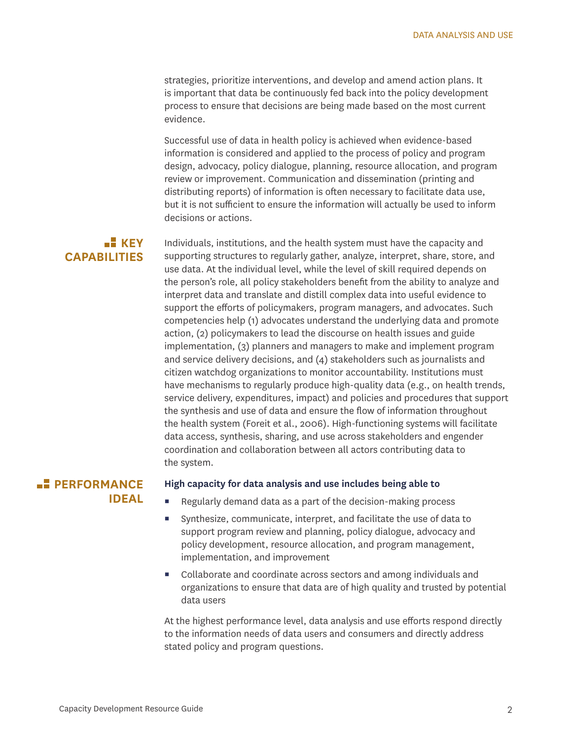strategies, prioritize interventions, and develop and amend action plans. It is important that data be continuously fed back into the policy development process to ensure that decisions are being made based on the most current evidence.

Successful use of data in health policy is achieved when evidence-based information is considered and applied to the process of policy and program design, advocacy, policy dialogue, planning, resource allocation, and program review or improvement. Communication and dissemination (printing and distributing reports) of information is often necessary to facilitate data use, but it is not sufficient to ensure the information will actually be used to inform decisions or actions.

## KEY CAPABILITIES

Individuals, institutions, and the health system must have the capacity and supporting structures to regularly gather, analyze, interpret, share, store, and use data. At the individual level, while the level of skill required depends on the person's role, all policy stakeholders benefit from the ability to analyze and interpret data and translate and distill complex data into useful evidence to support the efforts of policymakers, program managers, and advocates. Such competencies help (1) advocates understand the underlying data and promote action, (2) policymakers to lead the discourse on health issues and guide implementation, (3) planners and managers to make and implement program and service delivery decisions, and (4) stakeholders such as journalists and citizen watchdog organizations to monitor accountability. Institutions must have mechanisms to regularly produce high-quality data (e.g., on health trends, service delivery, expenditures, impact) and policies and procedures that support the synthesis and use of data and ensure the flow of information throughout the health system (Foreit et al., 2006). High-functioning systems will facilitate data access, synthesis, sharing, and use across stakeholders and engender coordination and collaboration between all actors contributing data to the system.

## PERFORMANCE IDEAL

**High capacity for data analysis and use includes being able to**

- Regularly demand data as a part of the decision-making process
- Synthesize, communicate, interpret, and facilitate the use of data to support program review and planning, policy dialogue, advocacy and policy development, resource allocation, and program management, implementation, and improvement
- Collaborate and coordinate across sectors and among individuals and organizations to ensure that data are of high quality and trusted by potential data users

At the highest performance level, data analysis and use efforts respond directly to the information needs of data users and consumers and directly address stated policy and program questions.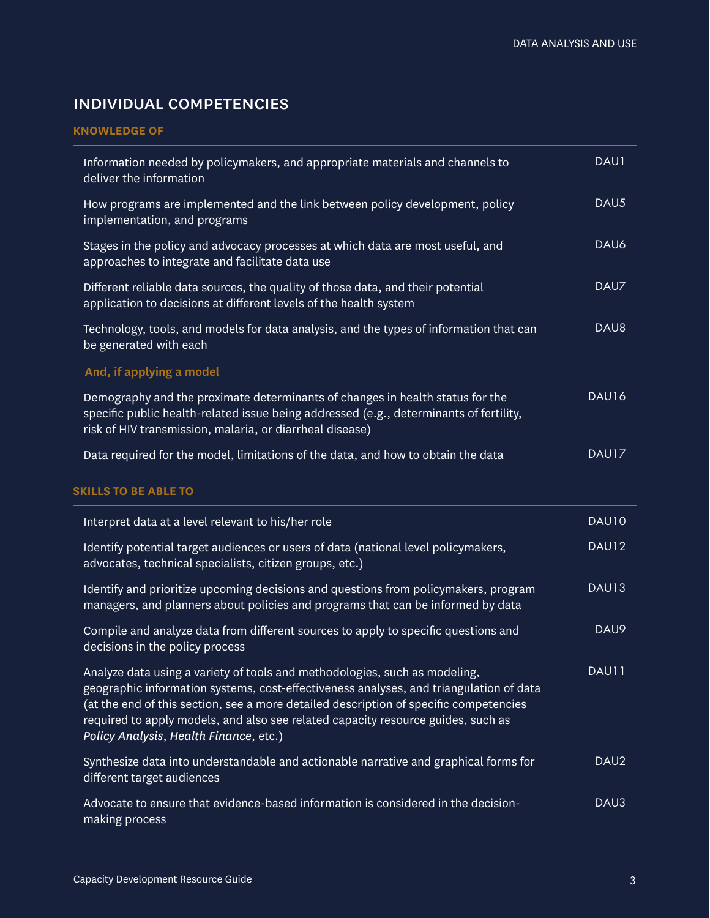## INDIVIDUAL COMPETENCIES

### KNOWLEDGE OF

| | |
|---|---|
| Information needed by policymakers, and appropriate materials and channels to deliver the information | DAU1 |
| How programs are implemented and the link between policy development, policy implementation, and programs | DAU5 |
| Stages in the policy and advocacy processes at which data are most useful, and approaches to integrate and facilitate data use | DAU6 |
| Different reliable data sources, the quality of those data, and their potential application to decisions at different levels of the health system | DAU7 |
| Technology, tools, and models for data analysis, and the types of information that can be generated with each | DAU8 |
| **And, if applying a model** | |
| Demography and the proximate determinants of changes in health status for the specific public health-related issue being addressed (e.g., determinants of fertility, risk of HIV transmission, malaria, or diarrheal disease) | DAU16 |
| Data required for the model, limitations of the data, and how to obtain the data | DAU17 |

### SKILLS TO BE ABLE TO

| | |
|---|---|
| Interpret data at a level relevant to his/her role | DAU10 |
| Identify potential target audiences or users of data (national level policymakers, advocates, technical specialists, citizen groups, etc.) | DAU12 |
| Identify and prioritize upcoming decisions and questions from policymakers, program managers, and planners about policies and programs that can be informed by data | DAU13 |
| Compile and analyze data from different sources to apply to specific questions and decisions in the policy process | DAU9 |
| Analyze data using a variety of tools and methodologies, such as modeling, geographic information systems, cost-effectiveness analyses, and triangulation of data (at the end of this section, see a more detailed description of specific competencies required to apply models, and also see related capacity resource guides, such as ***Policy Analysis***, ***Health Finance***, etc.) | DAU11 |
| Synthesize data into understandable and actionable narrative and graphical forms for different target audiences | DAU2 |
| Advocate to ensure that evidence-based information is considered in the decision-making process | DAU3 |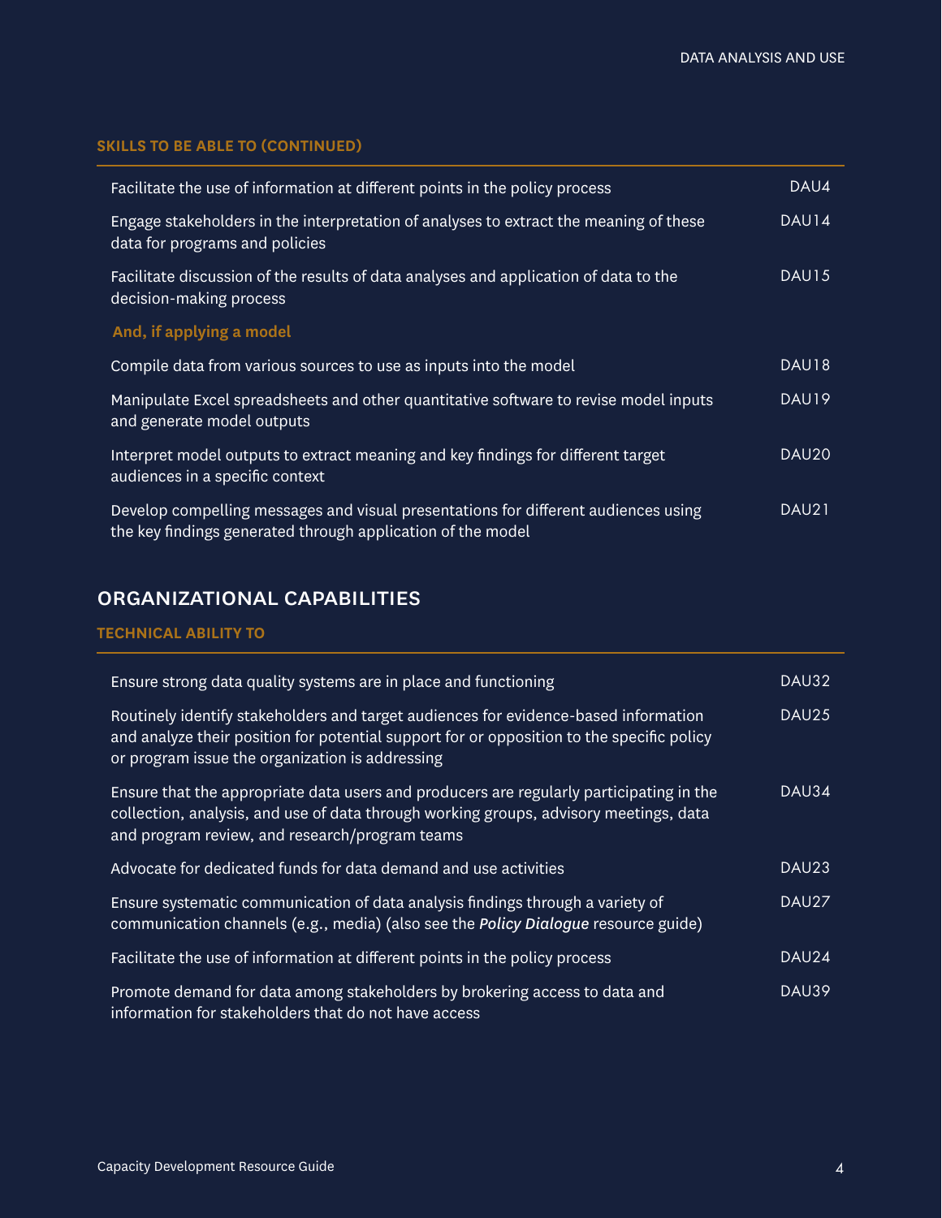### SKILLS TO BE ABLE TO (CONTINUED)

| | |
|---|---|
| Facilitate the use of information at different points in the policy process | DAU4 |
| Engage stakeholders in the interpretation of analyses to extract the meaning of these data for programs and policies | DAU14 |
| Facilitate discussion of the results of data analyses and application of data to the decision-making process | DAU15 |
| **And, if applying a model** | |
| Compile data from various sources to use as inputs into the model | DAU18 |
| Manipulate Excel spreadsheets and other quantitative software to revise model inputs and generate model outputs | DAU19 |
| Interpret model outputs to extract meaning and key findings for different target audiences in a specific context | DAU20 |
| Develop compelling messages and visual presentations for different audiences using the key findings generated through application of the model | DAU21 |

## ORGANIZATIONAL CAPABILITIES

### TECHNICAL ABILITY TO

| | |
|---|---|
| Ensure strong data quality systems are in place and functioning | DAU32 |
| Routinely identify stakeholders and target audiences for evidence-based information and analyze their position for potential support for or opposition to the specific policy or program issue the organization is addressing | DAU25 |
| Ensure that the appropriate data users and producers are regularly participating in the collection, analysis, and use of data through working groups, advisory meetings, data and program review, and research/program teams | DAU34 |
| Advocate for dedicated funds for data demand and use activities | DAU23 |
| Ensure systematic communication of data analysis findings through a variety of communication channels (e.g., media) (also see the ***Policy Dialogue*** resource guide) | DAU27 |
| Facilitate the use of information at different points in the policy process | DAU24 |
| Promote demand for data among stakeholders by brokering access to data and information for stakeholders that do not have access | DAU39 |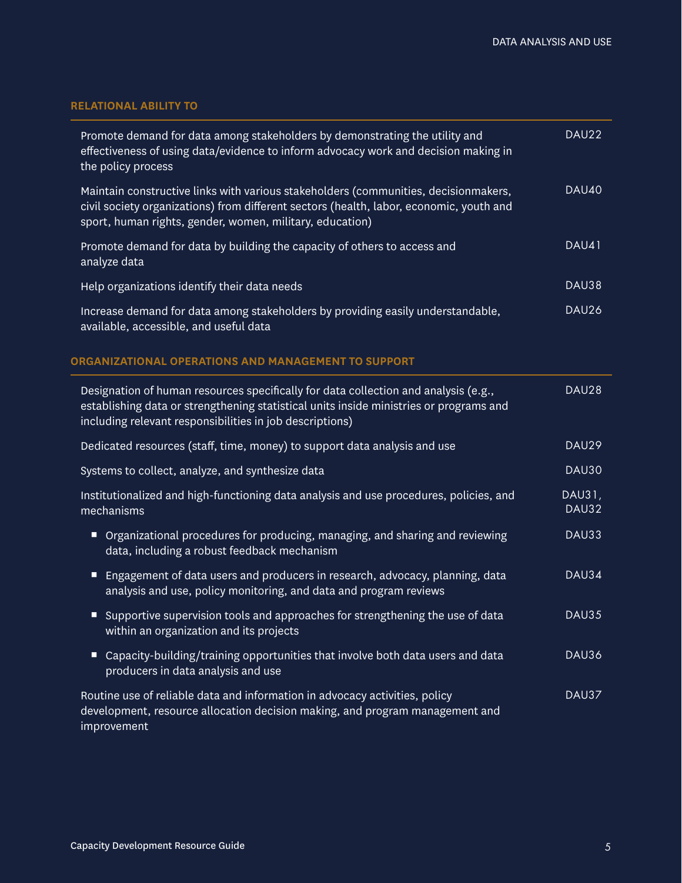### RELATIONAL ABILITY TO

| | |
|---|---|
| Promote demand for data among stakeholders by demonstrating the utility and effectiveness of using data/evidence to inform advocacy work and decision making in the policy process | DAU22 |
| Maintain constructive links with various stakeholders (communities, decisionmakers, civil society organizations) from different sectors (health, labor, economic, youth and sport, human rights, gender, women, military, education) | DAU40 |
| Promote demand for data by building the capacity of others to access and analyze data | DAU41 |
| Help organizations identify their data needs | DAU38 |
| Increase demand for data among stakeholders by providing easily understandable, available, accessible, and useful data | DAU26 |

### ORGANIZATIONAL OPERATIONS AND MANAGEMENT TO SUPPORT

| | |
|---|---|
| Designation of human resources specifically for data collection and analysis (e.g., establishing data or strengthening statistical units inside ministries or programs and including relevant responsibilities in job descriptions) | DAU28 |
| Dedicated resources (staff, time, money) to support data analysis and use | DAU29 |
| Systems to collect, analyze, and synthesize data | DAU30 |
| Institutionalized and high-functioning data analysis and use procedures, policies, and mechanisms | DAU31, DAU32 |
| ▪ Organizational procedures for producing, managing, and sharing and reviewing data, including a robust feedback mechanism | DAU33 |
| ▪ Engagement of data users and producers in research, advocacy, planning, data analysis and use, policy monitoring, and data and program reviews | DAU34 |
| ▪ Supportive supervision tools and approaches for strengthening the use of data within an organization and its projects | DAU35 |
| ▪ Capacity-building/training opportunities that involve both data users and data producers in data analysis and use | DAU36 |
| Routine use of reliable data and information in advocacy activities, policy development, resource allocation decision making, and program management and improvement | DAU37 |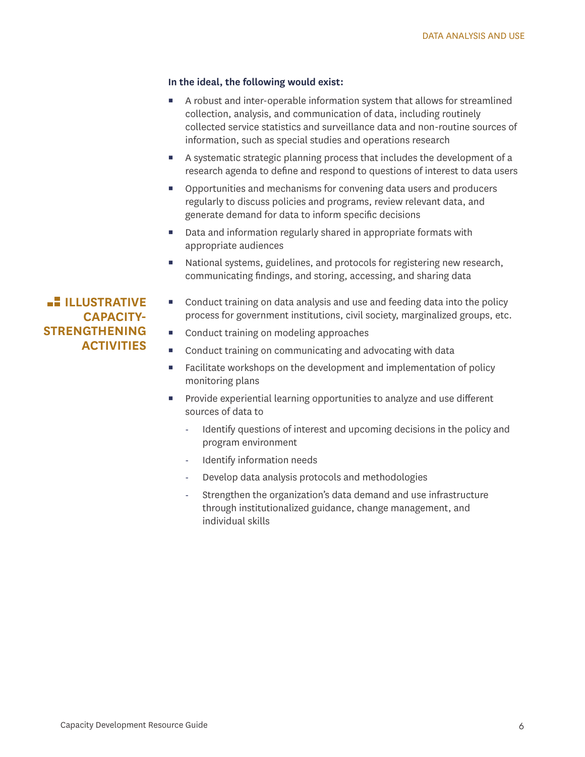**In the ideal, the following would exist:**

- A robust and inter-operable information system that allows for streamlined collection, analysis, and communication of data, including routinely collected service statistics and surveillance data and non-routine sources of information, such as special studies and operations research
- A systematic strategic planning process that includes the development of a research agenda to define and respond to questions of interest to data users
- Opportunities and mechanisms for convening data users and producers regularly to discuss policies and programs, review relevant data, and generate demand for data to inform specific decisions
- Data and information regularly shared in appropriate formats with appropriate audiences
- National systems, guidelines, and protocols for registering new research, communicating findings, and storing, accessing, and sharing data

## ILLUSTRATIVE CAPACITY-STRENGTHENING ACTIVITIES

- Conduct training on data analysis and use and feeding data into the policy process for government institutions, civil society, marginalized groups, etc.
- Conduct training on modeling approaches
- Conduct training on communicating and advocating with data
- Facilitate workshops on the development and implementation of policy monitoring plans
- Provide experiential learning opportunities to analyze and use different sources of data to
    - Identify questions of interest and upcoming decisions in the policy and program environment
    - Identify information needs
    - Develop data analysis protocols and methodologies
    - Strengthen the organization's data demand and use infrastructure through institutionalized guidance, change management, and individual skills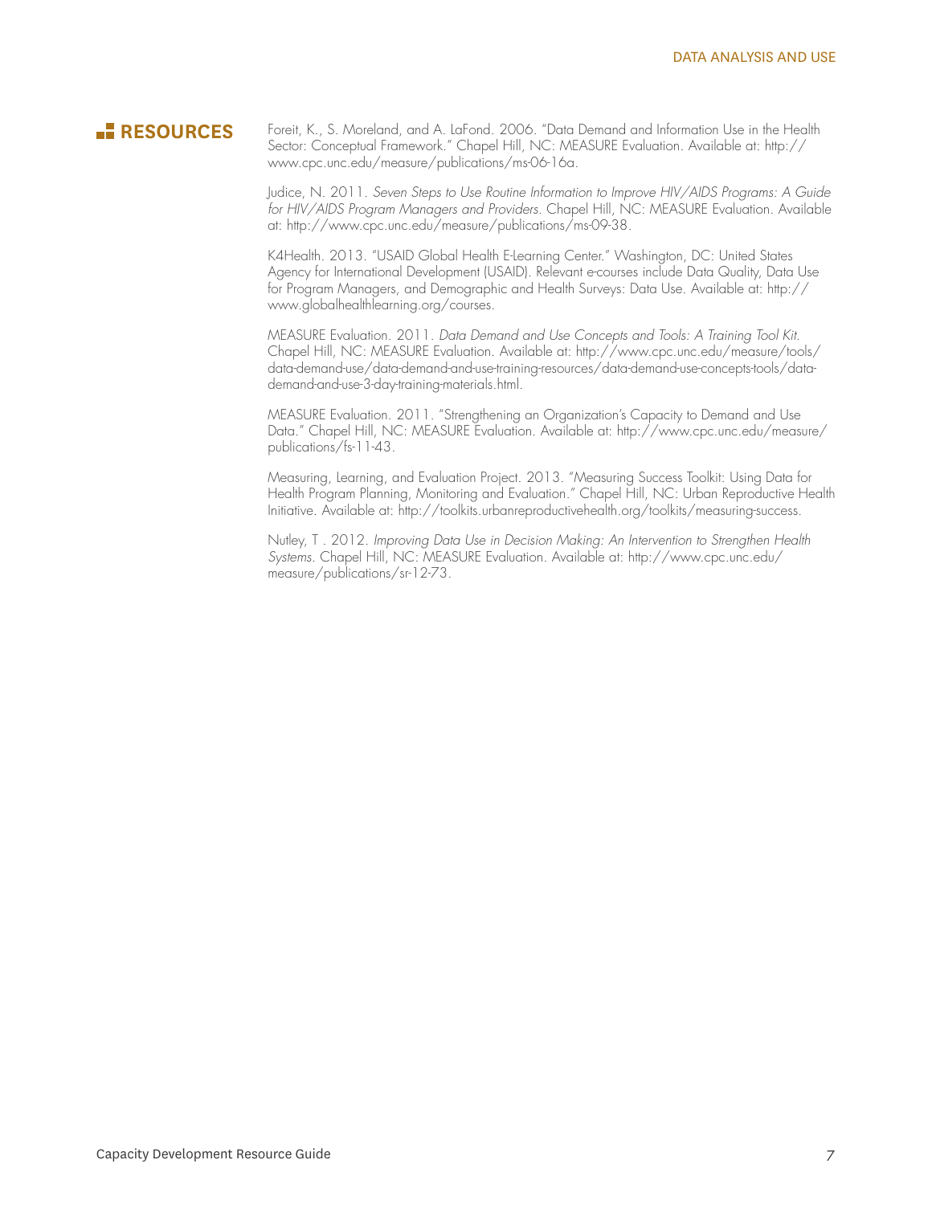## RESOURCES

Foreit, K., S. Moreland, and A. LaFond. 2006. "Data Demand and Information Use in the Health Sector: Conceptual Framework." Chapel Hill, NC: MEASURE Evaluation. Available at: http://www.cpc.unc.edu/measure/publications/ms-06-16a.

Judice, N. 2011. *Seven Steps to Use Routine Information to Improve HIV/AIDS Programs: A Guide for HIV/AIDS Program Managers and Providers*. Chapel Hill, NC: MEASURE Evaluation. Available at: http://www.cpc.unc.edu/measure/publications/ms-09-38.

K4Health. 2013. "USAID Global Health E-Learning Center." Washington, DC: United States Agency for International Development (USAID). Relevant e-courses include Data Quality, Data Use for Program Managers, and Demographic and Health Surveys: Data Use. Available at: http://www.globalhealthlearning.org/courses.

MEASURE Evaluation. 2011. *Data Demand and Use Concepts and Tools: A Training Tool Kit.* Chapel Hill, NC: MEASURE Evaluation. Available at: http://www.cpc.unc.edu/measure/tools/data-demand-use/data-demand-and-use-training-resources/data-demand-use-concepts-tools/data-demand-and-use-3-day-training-materials.html.

MEASURE Evaluation. 2011. "Strengthening an Organization's Capacity to Demand and Use Data." Chapel Hill, NC: MEASURE Evaluation. Available at: http://www.cpc.unc.edu/measure/publications/fs-11-43.

Measuring, Learning, and Evaluation Project. 2013. "Measuring Success Toolkit: Using Data for Health Program Planning, Monitoring and Evaluation." Chapel Hill, NC: Urban Reproductive Health Initiative. Available at: http://toolkits.urbanreproductivehealth.org/toolkits/measuring-success.

Nutley, T . 2012. *Improving Data Use in Decision Making: An Intervention to Strengthen Health Systems*. Chapel Hill, NC: MEASURE Evaluation. Available at: http://www.cpc.unc.edu/measure/publications/sr-12-73.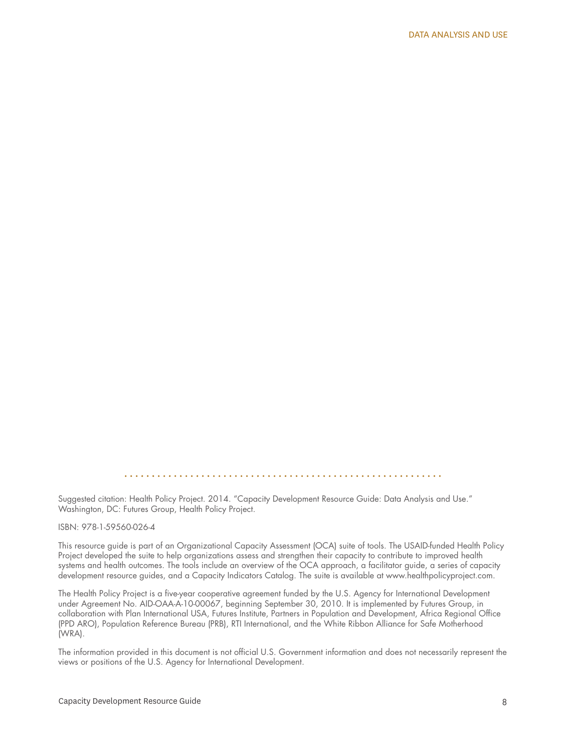Suggested citation: Health Policy Project. 2014. "Capacity Development Resource Guide: Data Analysis and Use." Washington, DC: Futures Group, Health Policy Project.

ISBN: 978-1-59560-026-4

This resource guide is part of an Organizational Capacity Assessment (OCA) suite of tools. The USAID-funded Health Policy Project developed the suite to help organizations assess and strengthen their capacity to contribute to improved health systems and health outcomes. The tools include an overview of the OCA approach, a facilitator guide, a series of capacity development resource guides, and a Capacity Indicators Catalog. The suite is available at www.healthpolicyproject.com.

The Health Policy Project is a five-year cooperative agreement funded by the U.S. Agency for International Development under Agreement No. AID-OAA-A-10-00067, beginning September 30, 2010. It is implemented by Futures Group, in collaboration with Plan International USA, Futures Institute, Partners in Population and Development, Africa Regional Office (PPD ARO), Population Reference Bureau (PRB), RTI International, and the White Ribbon Alliance for Safe Motherhood (WRA).

The information provided in this document is not official U.S. Government information and does not necessarily represent the views or positions of the U.S. Agency for International Development.